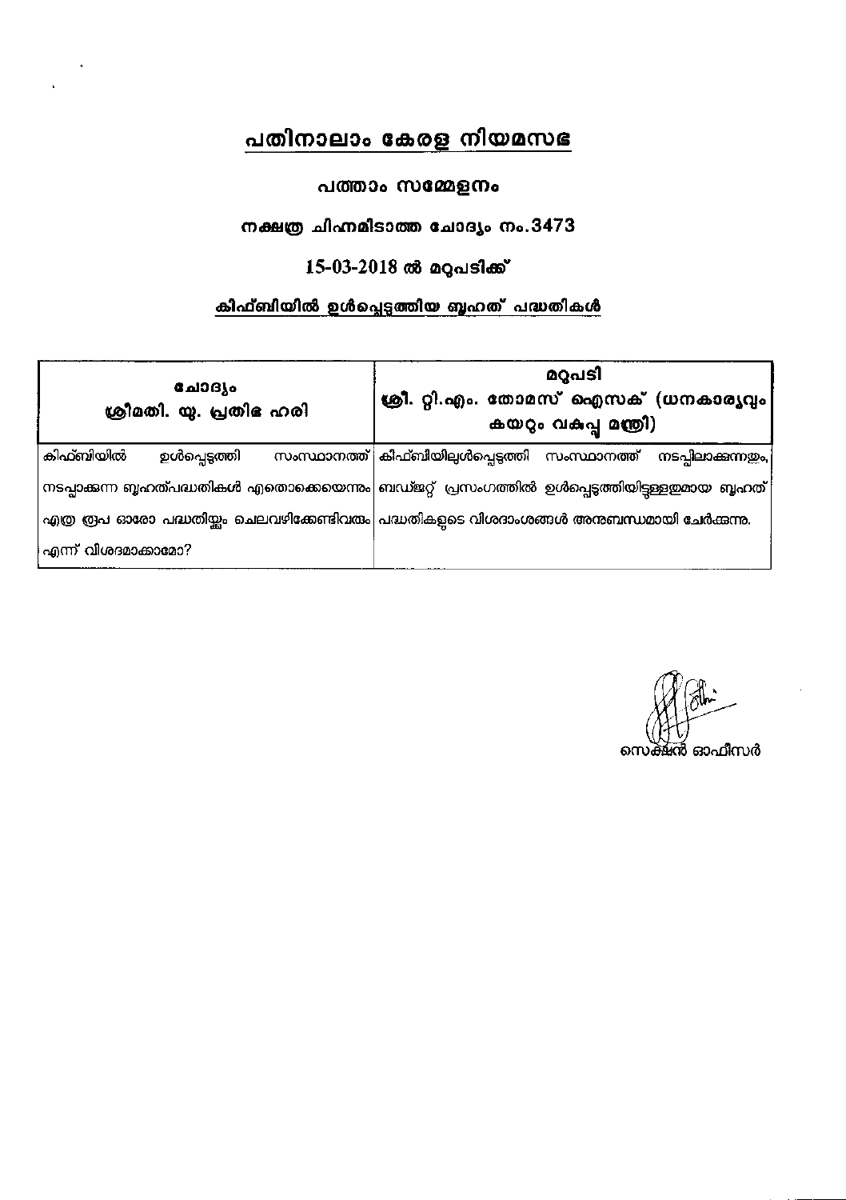# പതിനാലാം കേരള നിയമസഭ

## പത്താം സമ്മേളനം

## നക്ഷത്ര ചിഹ്നമിടാത്ത ചോദ്യം നം.3473

## 15-03-2018 ൽ മറുപടിക്ക്

## കിഫ്ബിയിൽ ഉൾപ്പെടുത്തിയ ബൃഹത് പദ്ധതികൾ

| ചോദ്യം<br>ശ്രീമതി. യു. പ്രതിഭ ഹരി | മറുപടി<br>ശ്രീ. റ്റി.എം. തോമസ് ഐസക് (ധനകാര്യവും കയറും വകുപ്പ് മന്ത്രി) |
|---|---|
| കിഫ്ബിയിൽ ഉൾപ്പെടുത്തി സംസ്ഥാനത്ത് നടപ്പാക്കുന്ന ബൃഹത്പദ്ധതികൾ എതൊക്കെയെന്നും എത്ര രൂപ ഓരോ പദ്ധതിയ്ക്കും ചെലവഴിക്കേണ്ടിവരും എന്ന് വിശദമാക്കാമോ? | കിഫ്ബിയിലുൾപ്പെടുത്തി സംസ്ഥാനത്ത് നടപ്പിലാക്കുന്നതും, ബഡ്ജറ്റ് പ്രസംഗത്തിൽ ഉൾപ്പെടുത്തിയിട്ടുള്ളതുമായ ബൃഹത് പദ്ധതികളുടെ വിശദാംശങ്ങൾ അനുബന്ധമായി ചേർക്കുന്നു. |

സെക്ഷൻ ഓഫീസർ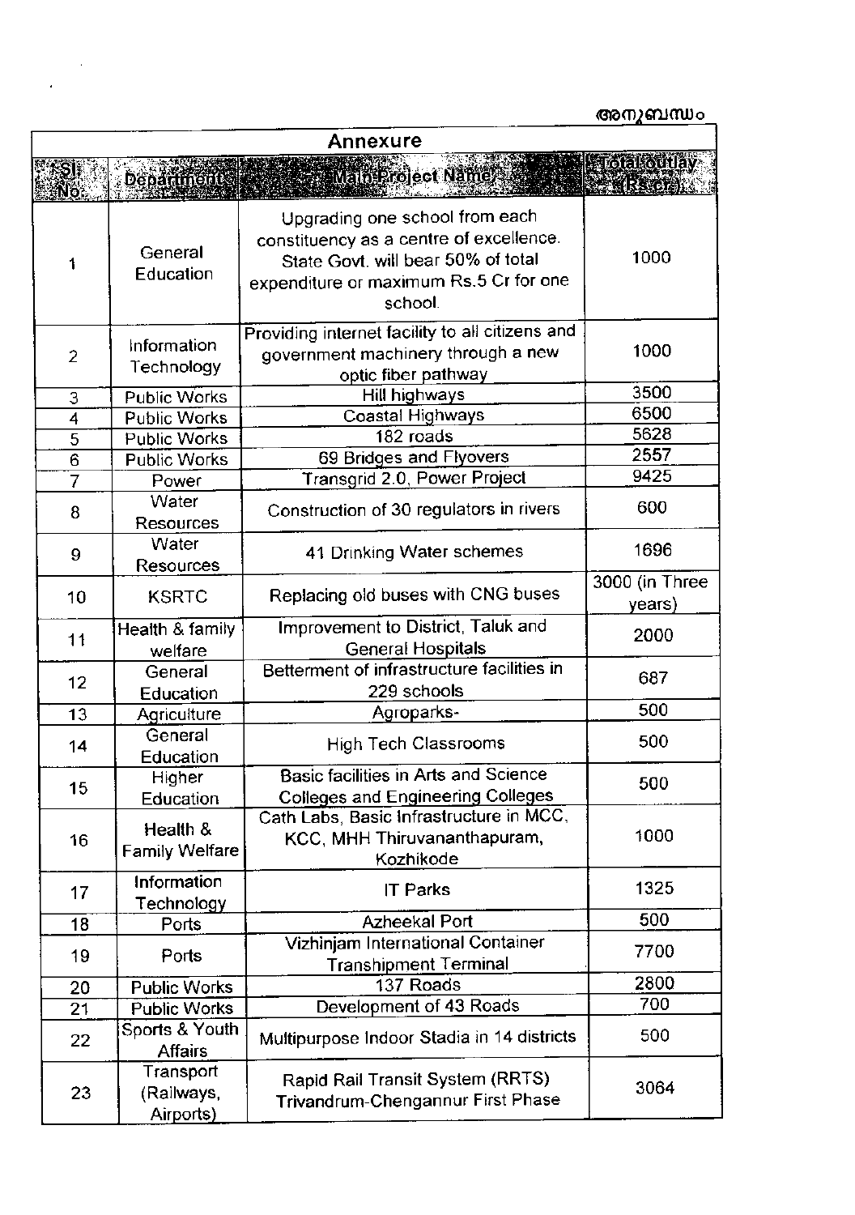അനുബന്ധം

## Annexure

| Sl. No. | Department | Main Project Name | Total outlay (Rs.cr) |
|---|---|---|---|
| 1 | General Education | Upgrading one school from each constituency as a centre of excellence. State Govt. will bear 50% of total expenditure or maximum Rs.5 Cr for one school. | 1000 |
| 2 | Information Technology | Providing internet facility to all citizens and government machinery through a new optic fiber pathway | 1000 |
| 3 | Public Works | Hill highways | 3500 |
| 4 | Public Works | Coastal Highways | 6500 |
| 5 | Public Works | 182 roads | 5628 |
| 6 | Public Works | 69 Bridges and Flyovers | 2557 |
| 7 | Power | Transgrid 2.0, Power Project | 9425 |
| 8 | Water Resources | Construction of 30 regulators in rivers | 600 |
| 9 | Water Resources | 41 Drinking Water schemes | 1696 |
| 10 | KSRTC | Replacing old buses with CNG buses | 3000 (in Three years) |
| 11 | Health & family welfare | Improvement to District, Taluk and General Hospitals | 2000 |
| 12 | General Education | Betterment of infrastructure facilities in 229 schools | 687 |
| 13 | Agriculture | Agroparks- | 500 |
| 14 | General Education | High Tech Classrooms | 500 |
| 15 | Higher Education | Basic facilities in Arts and Science Colleges and Engineering Colleges | 500 |
| 16 | Health & Family Welfare | Cath Labs, Basic Infrastructure in MCC, KCC, MHH Thiruvananthapuram, Kozhikode | 1000 |
| 17 | Information Technology | IT Parks | 1325 |
| 18 | Ports | Azheekal Port | 500 |
| 19 | Ports | Vizhinjam International Container Transhipment Terminal | 7700 |
| 20 | Public Works | 137 Roads | 2800 |
| 21 | Public Works | Development of 43 Roads | 700 |
| 22 | Sports & Youth Affairs | Multipurpose Indoor Stadia in 14 districts | 500 |
| 23 | Transport (Railways, Airports) | Rapid Rail Transit System (RRTS) Trivandrum-Chengannur First Phase | 3064 |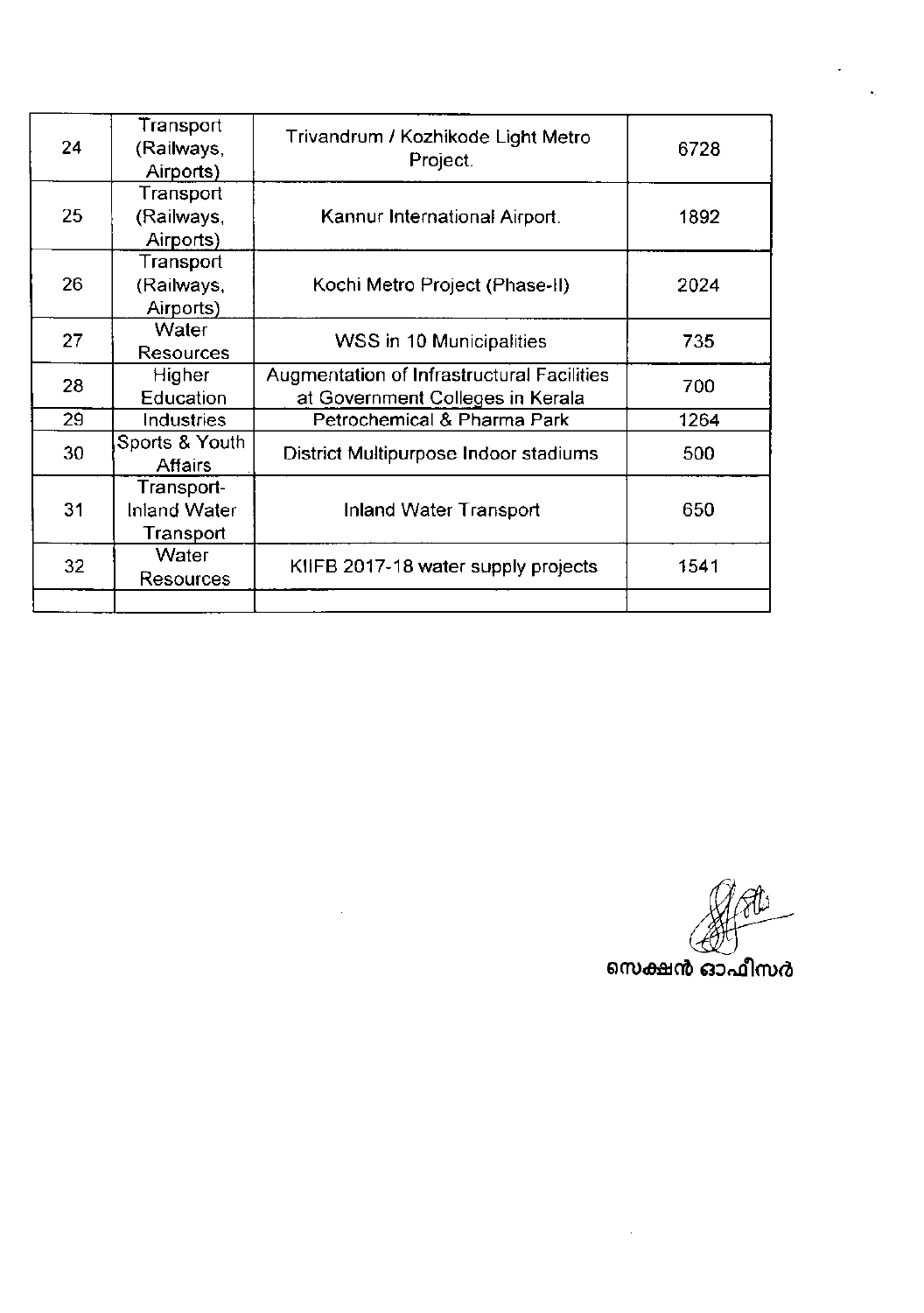| | | | |
|---|---|---|---|
| 24 | Transport (Railways, Airports) | Trivandrum / Kozhikode Light Metro Project. | 6728 |
| 25 | Transport (Railways, Airports) | Kannur International Airport. | 1892 |
| 26 | Transport (Railways, Airports) | Kochi Metro Project (Phase-II) | 2024 |
| 27 | Water Resources | WSS in 10 Municipalities | 735 |
| 28 | Higher Education | Augmentation of Infrastructural Facilities at Government Colleges in Kerala | 700 |
| 29 | Industries | Petrochemical & Pharma Park | 1264 |
| 30 | Sports & Youth Affairs | District Multipurpose Indoor stadiums | 500 |
| 31 | Transport-Inland Water Transport | Inland Water Transport | 650 |
| 32 | Water Resources | KIIFB 2017-18 water supply projects | 1541 |
| | | | |

സെക്ഷൻ ഓഫീസർ